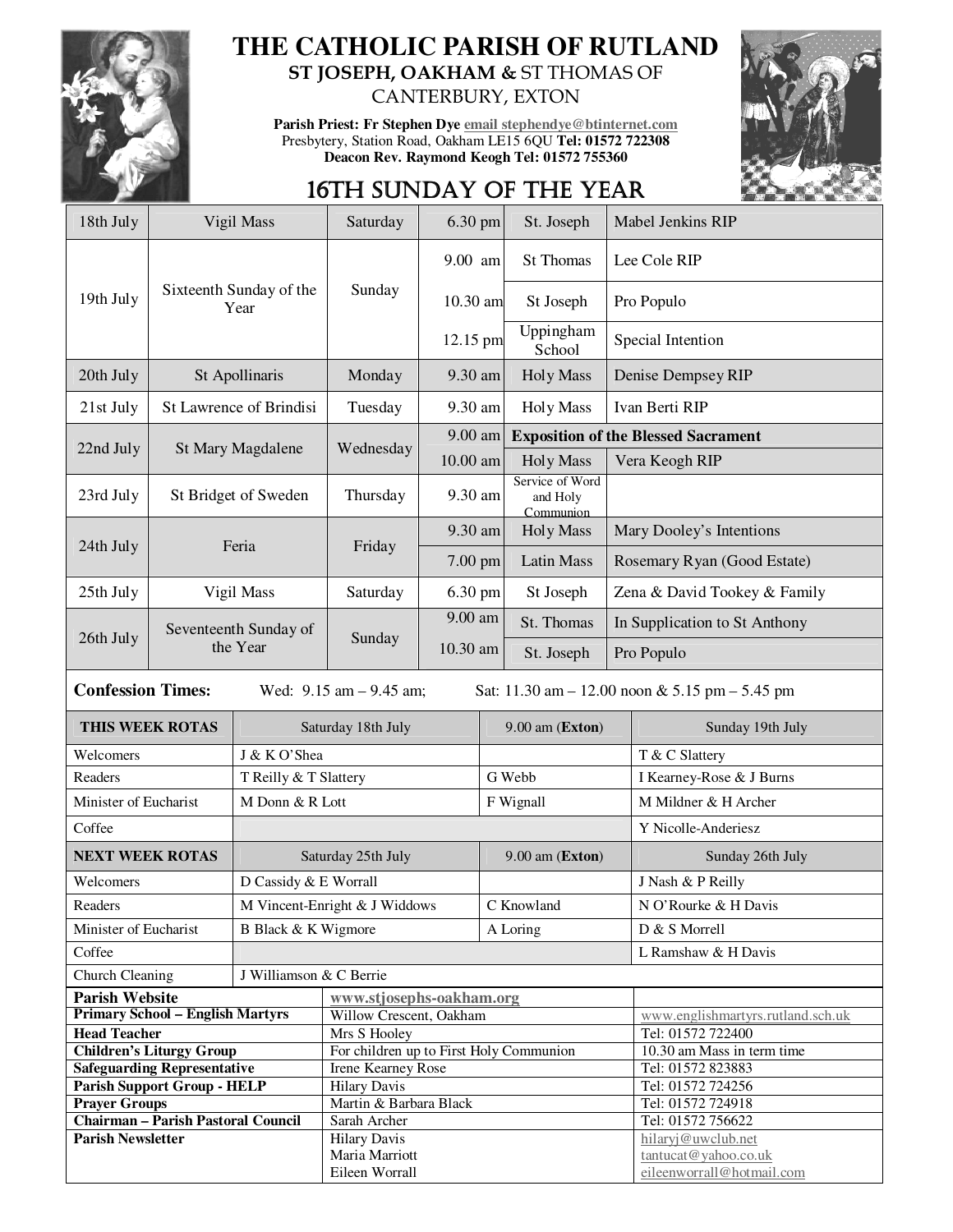# THE CATHOLIC PARISH OF RUTLAND

## ST JOSEPH, OAKHAM & ST THOMAS OF CANTERBURY, EXTON

**Parish Priest: Fr Stephen Dye** email stephendye@btinternet.com
Presbytery, Station Road, Oakham LE15 6QU **Tel: 01572 722308**
**Deacon Rev. Raymond Keogh Tel: 01572 755360**

## 16TH SUNDAY OF THE YEAR

| Date | Celebration | Day | Time | Location | Intention |
|---|---|---|---|---|---|
| 18th July | Vigil Mass | Saturday | 6.30 pm | St. Joseph | Mabel Jenkins RIP |
| 19th July | Sixteenth Sunday of the Year | Sunday | 9.00 am | St Thomas | Lee Cole RIP |
| | | | 10.30 am | St Joseph | Pro Populo |
| | | | 12.15 pm | Uppingham School | Special Intention |
| 20th July | St Apollinaris | Monday | 9.30 am | Holy Mass | Denise Dempsey RIP |
| 21st July | St Lawrence of Brindisi | Tuesday | 9.30 am | Holy Mass | Ivan Berti RIP |
| 22nd July | St Mary Magdalene | Wednesday | 9.00 am | **Exposition of the Blessed Sacrament** | |
| | | | 10.00 am | Holy Mass | Vera Keogh RIP |
| 23rd July | St Bridget of Sweden | Thursday | 9.30 am | Service of Word and Holy Communion | |
| 24th July | Feria | Friday | 9.30 am | Holy Mass | Mary Dooley's Intentions |
| | | | 7.00 pm | Latin Mass | Rosemary Ryan (Good Estate) |
| 25th July | Vigil Mass | Saturday | 6.30 pm | St Joseph | Zena & David Tookey & Family |
| 26th July | Seventeenth Sunday of the Year | Sunday | 9.00 am | St. Thomas | In Supplication to St Anthony |
| | | | 10.30 am | St. Joseph | Pro Populo |

**Confession Times:** Wed: 9.15 am – 9.45 am; Sat: 11.30 am – 12.00 noon & 5.15 pm – 5.45 pm

| THIS WEEK ROTAS | Saturday 18th July | 9.00 am (**Exton**) | Sunday 19th July |
|---|---|---|---|
| Welcomers | J & K O'Shea | | T & C Slattery |
| Readers | T Reilly & T Slattery | G Webb | I Kearney-Rose & J Burns |
| Minister of Eucharist | M Donn & R Lott | F Wignall | M Mildner & H Archer |
| Coffee | | | Y Nicolle-Anderiesz |

| NEXT WEEK ROTAS | Saturday 25th July | 9.00 am (**Exton**) | Sunday 26th July |
|---|---|---|---|
| Welcomers | D Cassidy & E Worrall | | J Nash & P Reilly |
| Readers | M Vincent-Enright & J Widdows | C Knowland | N O'Rourke & H Davis |
| Minister of Eucharist | B Black & K Wigmore | A Loring | D & S Morrell |
| Coffee | | | L Ramshaw & H Davis |
| Church Cleaning | J Williamson & C Berrie | | |

| | | |
|---|---|---|
| **Parish Website** | www.stjosephs-oakham.org | |
| **Primary School – English Martyrs** | Willow Crescent, Oakham | www.englishmartyrs.rutland.sch.uk |
| **Head Teacher** | Mrs S Hooley | Tel: 01572 722400 |
| **Children's Liturgy Group** | For children up to First Holy Communion | 10.30 am Mass in term time |
| **Safeguarding Representative** | Irene Kearney Rose | Tel: 01572 823883 |
| **Parish Support Group - HELP** | Hilary Davis | Tel: 01572 724256 |
| **Prayer Groups** | Martin & Barbara Black | Tel: 01572 724918 |
| **Chairman – Parish Pastoral Council** | Sarah Archer | Tel: 01572 756622 |
| **Parish Newsletter** | Hilary Davis<br>Maria Marriott<br>Eileen Worrall | hilaryj@uwclub.net<br>tantucat@yahoo.co.uk<br>eileenworrall@hotmail.com |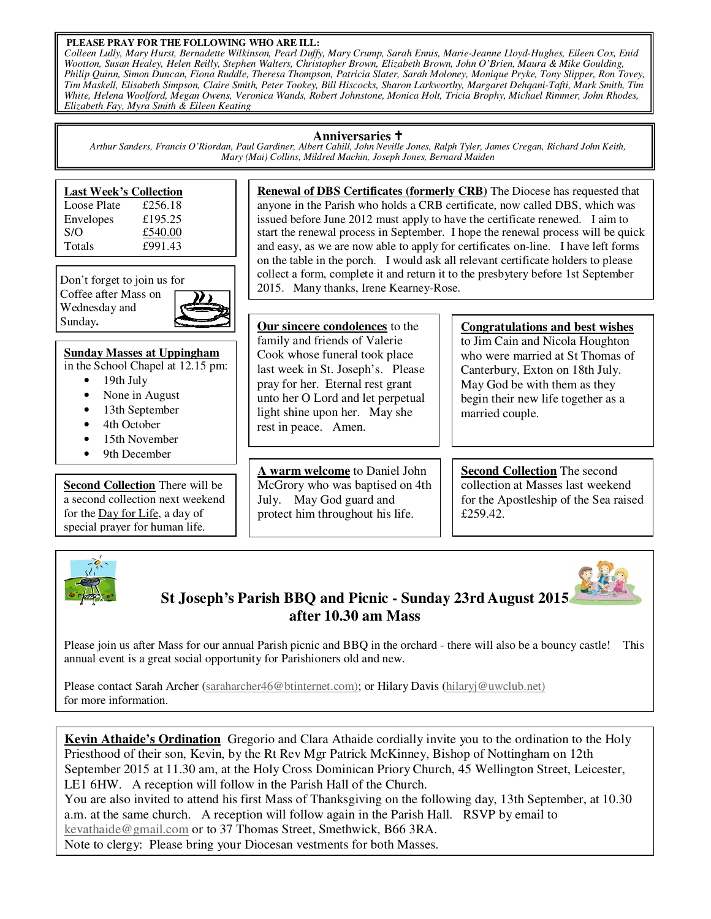**PLEASE PRAY FOR THE FOLLOWING WHO ARE ILL:**
*Colleen Lully, Mary Hurst, Bernadette Wilkinson, Pearl Duffy, Mary Crump, Sarah Ennis, Marie-Jeanne Lloyd-Hughes, Eileen Cox, Enid Wootton, Susan Healey, Helen Reilly, Stephen Walters, Christopher Brown, Elizabeth Brown, John O'Brien, Maura & Mike Goulding, Philip Quinn, Simon Duncan, Fiona Ruddle, Theresa Thompson, Patricia Slater, Sarah Moloney, Monique Pryke, Tony Slipper, Ron Tovey, Tim Maskell, Elisabeth Simpson, Claire Smith, Peter Tookey, Bill Hiscocks, Sharon Larkworthy, Margaret Dehqani-Tafti, Mark Smith, Tim White, Helena Woolford, Megan Owens, Veronica Wands, Robert Johnstone, Monica Holt, Tricia Brophy, Michael Rimmer, John Rhodes, Elizabeth Fay, Myra Smith & Eileen Keating*

**Anniversaries ✝**
*Arthur Sanders, Francis O'Riordan, Paul Gardiner, Albert Cahill, John Neville Jones, Ralph Tyler, James Cregan, Richard John Keith, Mary (Mai) Collins, Mildred Machin, Joseph Jones, Bernard Maiden*

**Last Week's Collection**

| | |
|---|---|
| Loose Plate | £256.18 |
| Envelopes | £195.25 |
| S/O | £540.00 |
| Totals | £991.43 |

**Renewal of DBS Certificates (formerly CRB)** The Diocese has requested that anyone in the Parish who holds a CRB certificate, now called DBS, which was issued before June 2012 must apply to have the certificate renewed. I aim to start the renewal process in September. I hope the renewal process will be quick and easy, as we are now able to apply for certificates on-line. I have left forms on the table in the porch. I would ask all relevant certificate holders to please collect a form, complete it and return it to the presbytery before 1st September 2015. Many thanks, Irene Kearney-Rose.

Don't forget to join us for Coffee after Mass on Wednesday and Sunday**.**

**Sunday Masses at Uppingham** in the School Chapel at 12.15 pm:

- 19th July
- None in August
- 13th September
- 4th October
- 15th November
- 9th December

**Second Collection** There will be a second collection next weekend for the Day for Life, a day of special prayer for human life.

**Our sincere condolences** to the family and friends of Valerie Cook whose funeral took place last week in St. Joseph's. Please pray for her. Eternal rest grant unto her O Lord and let perpetual light shine upon her. May she rest in peace. Amen.

**Congratulations and best wishes** to Jim Cain and Nicola Houghton who were married at St Thomas of Canterbury, Exton on 18th July. May God be with them as they begin their new life together as a married couple.

**A warm welcome** to Daniel John McGrory who was baptised on 4th July. May God guard and protect him throughout his life.

**Second Collection** The second collection at Masses last weekend for the Apostleship of the Sea raised £259.42.

## St Joseph's Parish BBQ and Picnic - Sunday 23rd August 2015 after 10.30 am Mass

Please join us after Mass for our annual Parish picnic and BBQ in the orchard - there will also be a bouncy castle! This annual event is a great social opportunity for Parishioners old and new.

Please contact Sarah Archer (saraharcher46@btinternet.com); or Hilary Davis (hilaryj@uwclub.net) for more information.

**Kevin Athaide's Ordination** Gregorio and Clara Athaide cordially invite you to the ordination to the Holy Priesthood of their son, Kevin, by the Rt Rev Mgr Patrick McKinney, Bishop of Nottingham on 12th September 2015 at 11.30 am, at the Holy Cross Dominican Priory Church, 45 Wellington Street, Leicester, LE1 6HW. A reception will follow in the Parish Hall of the Church.
You are also invited to attend his first Mass of Thanksgiving on the following day, 13th September, at 10.30 a.m. at the same church. A reception will follow again in the Parish Hall. RSVP by email to kevathaide@gmail.com or to 37 Thomas Street, Smethwick, B66 3RA.
Note to clergy: Please bring your Diocesan vestments for both Masses.